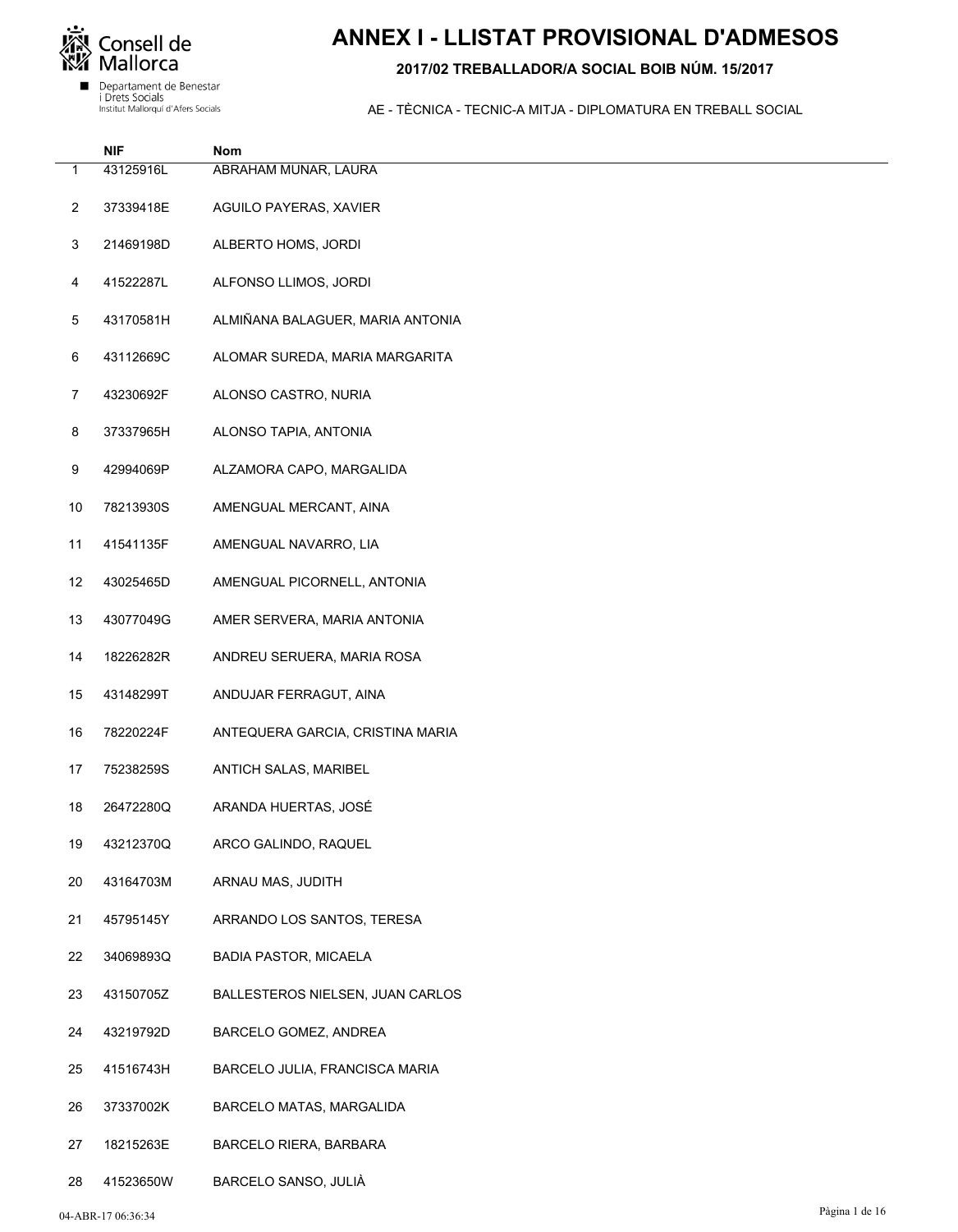Consell de Mallorca

Departament de Benestar i Drets Socials
Institut Mallorquí d'Afers Socials

# ANNEX I - LLISTAT PROVISIONAL D'ADMESOS

**2017/02 TREBALLADOR/A SOCIAL BOIB NÚM. 15/2017**

AE - TÈCNICA - TECNIC-A MITJA - DIPLOMATURA EN TREBALL SOCIAL

| | NIF | Nom |
|---|---|---|
| 1 | 43125916L | ABRAHAM MUNAR, LAURA |
| 2 | 37339418E | AGUILO PAYERAS, XAVIER |
| 3 | 21469198D | ALBERTO HOMS, JORDI |
| 4 | 41522287L | ALFONSO LLIMOS, JORDI |
| 5 | 43170581H | ALMIÑANA BALAGUER, MARIA ANTONIA |
| 6 | 43112669C | ALOMAR SUREDA, MARIA MARGARITA |
| 7 | 43230692F | ALONSO CASTRO, NURIA |
| 8 | 37337965H | ALONSO TAPIA, ANTONIA |
| 9 | 42994069P | ALZAMORA CAPO, MARGALIDA |
| 10 | 78213930S | AMENGUAL MERCANT, AINA |
| 11 | 41541135F | AMENGUAL NAVARRO, LIA |
| 12 | 43025465D | AMENGUAL PICORNELL, ANTONIA |
| 13 | 43077049G | AMER SERVERA, MARIA ANTONIA |
| 14 | 18226282R | ANDREU SERUERA, MARIA ROSA |
| 15 | 43148299T | ANDUJAR FERRAGUT, AINA |
| 16 | 78220224F | ANTEQUERA GARCIA, CRISTINA MARIA |
| 17 | 75238259S | ANTICH SALAS, MARIBEL |
| 18 | 26472280Q | ARANDA HUERTAS, JOSÉ |
| 19 | 43212370Q | ARCO GALINDO, RAQUEL |
| 20 | 43164703M | ARNAU MAS, JUDITH |
| 21 | 45795145Y | ARRANDO LOS SANTOS, TERESA |
| 22 | 34069893Q | BADIA PASTOR, MICAELA |
| 23 | 43150705Z | BALLESTEROS NIELSEN, JUAN CARLOS |
| 24 | 43219792D | BARCELO GOMEZ, ANDREA |
| 25 | 41516743H | BARCELO JULIA, FRANCISCA MARIA |
| 26 | 37337002K | BARCELO MATAS, MARGALIDA |
| 27 | 18215263E | BARCELO RIERA, BARBARA |
| 28 | 41523650W | BARCELO SANSO, JULIÀ |

04-ABR-17 06:36:34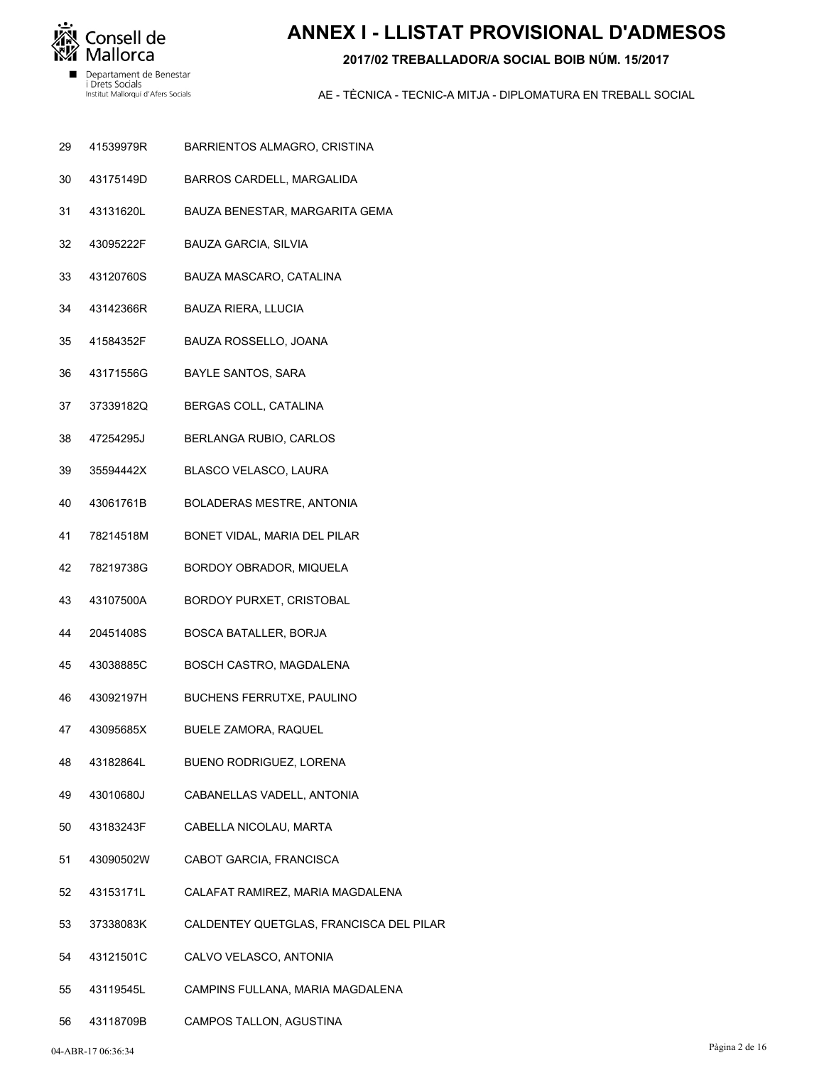# ANNEX I - LLISTAT PROVISIONAL D'ADMESOS

**2017/02 TREBALLADOR/A SOCIAL BOIB NÚM. 15/2017**

AE - TÈCNICA - TECNIC-A MITJA - DIPLOMATURA EN TREBALL SOCIAL

| | | |
|---|---|---|
| 29 | 41539979R | BARRIENTOS ALMAGRO, CRISTINA |
| 30 | 43175149D | BARROS CARDELL, MARGALIDA |
| 31 | 43131620L | BAUZA BENESTAR, MARGARITA GEMA |
| 32 | 43095222F | BAUZA GARCIA, SILVIA |
| 33 | 43120760S | BAUZA MASCARO, CATALINA |
| 34 | 43142366R | BAUZA RIERA, LLUCIA |
| 35 | 41584352F | BAUZA ROSSELLO, JOANA |
| 36 | 43171556G | BAYLE SANTOS, SARA |
| 37 | 37339182Q | BERGAS COLL, CATALINA |
| 38 | 47254295J | BERLANGA RUBIO, CARLOS |
| 39 | 35594442X | BLASCO VELASCO, LAURA |
| 40 | 43061761B | BOLADERAS MESTRE, ANTONIA |
| 41 | 78214518M | BONET VIDAL, MARIA DEL PILAR |
| 42 | 78219738G | BORDOY OBRADOR, MIQUELA |
| 43 | 43107500A | BORDOY PURXET, CRISTOBAL |
| 44 | 20451408S | BOSCA BATALLER, BORJA |
| 45 | 43038885C | BOSCH CASTRO, MAGDALENA |
| 46 | 43092197H | BUCHENS FERRUTXE, PAULINO |
| 47 | 43095685X | BUELE ZAMORA, RAQUEL |
| 48 | 43182864L | BUENO RODRIGUEZ, LORENA |
| 49 | 43010680J | CABANELLAS VADELL, ANTONIA |
| 50 | 43183243F | CABELLA NICOLAU, MARTA |
| 51 | 43090502W | CABOT GARCIA, FRANCISCA |
| 52 | 43153171L | CALAFAT RAMIREZ, MARIA MAGDALENA |
| 53 | 37338083K | CALDENTEY QUETGLAS, FRANCISCA DEL PILAR |
| 54 | 43121501C | CALVO VELASCO, ANTONIA |
| 55 | 43119545L | CAMPINS FULLANA, MARIA MAGDALENA |
| 56 | 43118709B | CAMPOS TALLON, AGUSTINA |

04-ABR-17 06:36:34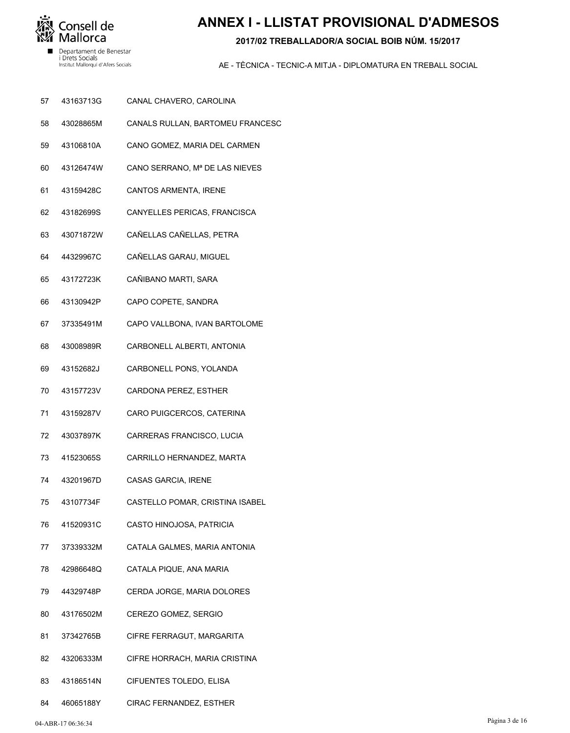# ANNEX I - LLISTAT PROVISIONAL D'ADMESOS

**2017/02 TREBALLADOR/A SOCIAL BOIB NÚM. 15/2017**

AE - TÈCNICA - TECNIC-A MITJA - DIPLOMATURA EN TREBALL SOCIAL

| | | |
|---|---|---|
| 57 | 43163713G | CANAL CHAVERO, CAROLINA |
| 58 | 43028865M | CANALS RULLAN, BARTOMEU FRANCESC |
| 59 | 43106810A | CANO GOMEZ, MARIA DEL CARMEN |
| 60 | 43126474W | CANO SERRANO, Mª DE LAS NIEVES |
| 61 | 43159428C | CANTOS ARMENTA, IRENE |
| 62 | 43182699S | CANYELLES PERICAS, FRANCISCA |
| 63 | 43071872W | CAÑELLAS CAÑELLAS, PETRA |
| 64 | 44329967C | CAÑELLAS GARAU, MIGUEL |
| 65 | 43172723K | CAÑIBANO MARTI, SARA |
| 66 | 43130942P | CAPO COPETE, SANDRA |
| 67 | 37335491M | CAPO VALLBONA, IVAN BARTOLOME |
| 68 | 43008989R | CARBONELL ALBERTI, ANTONIA |
| 69 | 43152682J | CARBONELL PONS, YOLANDA |
| 70 | 43157723V | CARDONA PEREZ, ESTHER |
| 71 | 43159287V | CARO PUIGCERCOS, CATERINA |
| 72 | 43037897K | CARRERAS FRANCISCO, LUCIA |
| 73 | 41523065S | CARRILLO HERNANDEZ, MARTA |
| 74 | 43201967D | CASAS GARCIA, IRENE |
| 75 | 43107734F | CASTELLO POMAR, CRISTINA ISABEL |
| 76 | 41520931C | CASTO HINOJOSA, PATRICIA |
| 77 | 37339332M | CATALA GALMES, MARIA ANTONIA |
| 78 | 42986648Q | CATALA PIQUE, ANA MARIA |
| 79 | 44329748P | CERDA JORGE, MARIA DOLORES |
| 80 | 43176502M | CEREZO GOMEZ, SERGIO |
| 81 | 37342765B | CIFRE FERRAGUT, MARGARITA |
| 82 | 43206333M | CIFRE HORRACH, MARIA CRISTINA |
| 83 | 43186514N | CIFUENTES TOLEDO, ELISA |
| 84 | 46065188Y | CIRAC FERNANDEZ, ESTHER |

04-ABR-17 06:36:34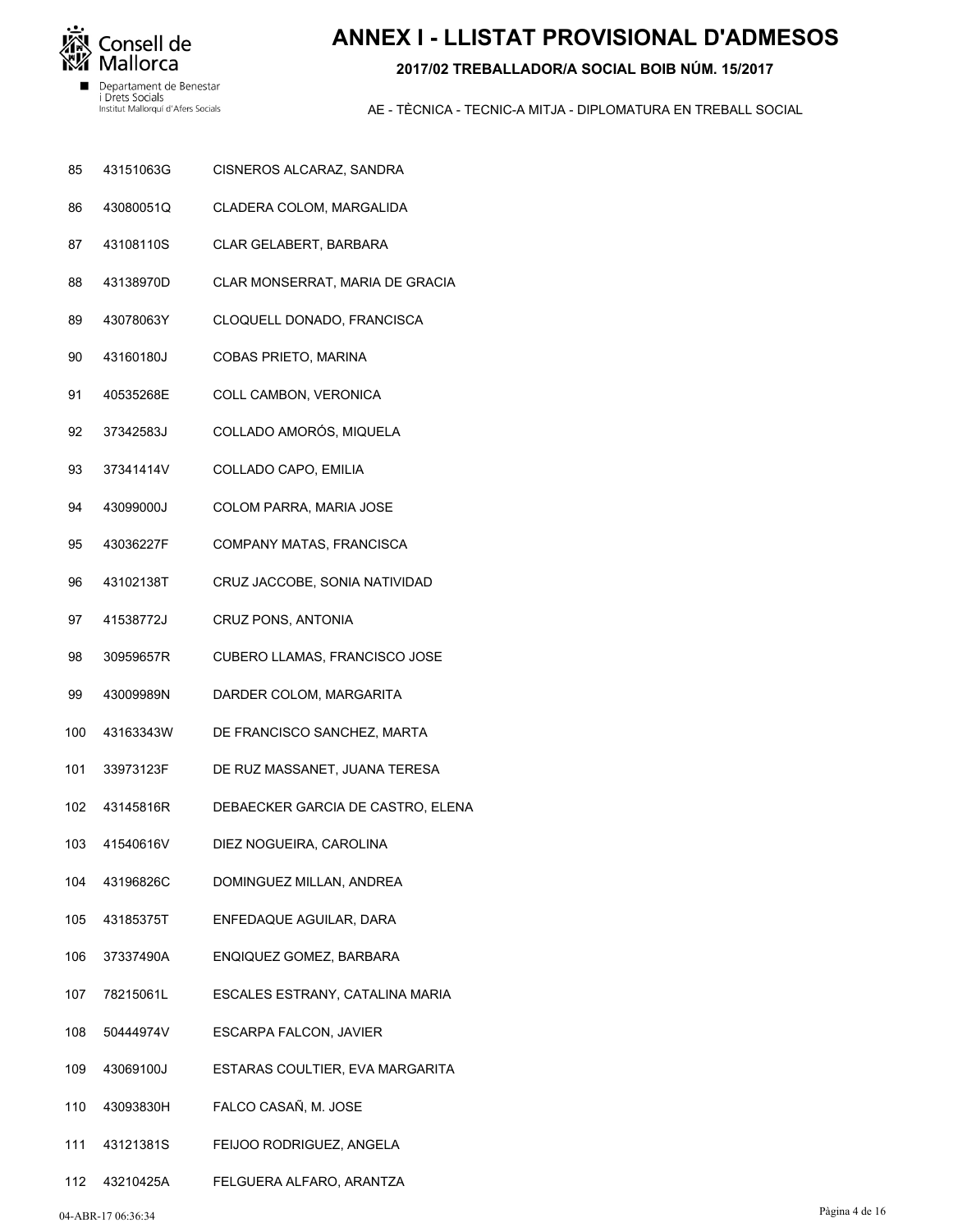# ANNEX I - LLISTAT PROVISIONAL D'ADMESOS

**2017/02 TREBALLADOR/A SOCIAL BOIB NÚM. 15/2017**

Consell de Mallorca
Departament de Benestar i Drets Socials
Institut Mallorquí d'Afers Socials

AE - TÈCNICA - TECNIC-A MITJA - DIPLOMATURA EN TREBALL SOCIAL

| | | |
|---|---|---|
| 85 | 43151063G | CISNEROS ALCARAZ, SANDRA |
| 86 | 43080051Q | CLADERA COLOM, MARGALIDA |
| 87 | 43108110S | CLAR GELABERT, BARBARA |
| 88 | 43138970D | CLAR MONSERRAT, MARIA DE GRACIA |
| 89 | 43078063Y | CLOQUELL DONADO, FRANCISCA |
| 90 | 43160180J | COBAS PRIETO, MARINA |
| 91 | 40535268E | COLL CAMBON, VERONICA |
| 92 | 37342583J | COLLADO AMORÓS, MIQUELA |
| 93 | 37341414V | COLLADO CAPO, EMILIA |
| 94 | 43099000J | COLOM PARRA, MARIA JOSE |
| 95 | 43036227F | COMPANY MATAS, FRANCISCA |
| 96 | 43102138T | CRUZ JACCOBE, SONIA NATIVIDAD |
| 97 | 41538772J | CRUZ PONS, ANTONIA |
| 98 | 30959657R | CUBERO LLAMAS, FRANCISCO JOSE |
| 99 | 43009989N | DARDER COLOM, MARGARITA |
| 100 | 43163343W | DE FRANCISCO SANCHEZ, MARTA |
| 101 | 33973123F | DE RUZ MASSANET, JUANA TERESA |
| 102 | 43145816R | DEBAECKER GARCIA DE CASTRO, ELENA |
| 103 | 41540616V | DIEZ NOGUEIRA, CAROLINA |
| 104 | 43196826C | DOMINGUEZ MILLAN, ANDREA |
| 105 | 43185375T | ENFEDAQUE AGUILAR, DARA |
| 106 | 37337490A | ENQIQUEZ GOMEZ, BARBARA |
| 107 | 78215061L | ESCALES ESTRANY, CATALINA MARIA |
| 108 | 50444974V | ESCARPA FALCON, JAVIER |
| 109 | 43069100J | ESTARAS COULTIER, EVA MARGARITA |
| 110 | 43093830H | FALCO CASAÑ, M. JOSE |
| 111 | 43121381S | FEIJOO RODRIGUEZ, ANGELA |
| 112 | 43210425A | FELGUERA ALFARO, ARANTZA |

04-ABR-17 06:36:34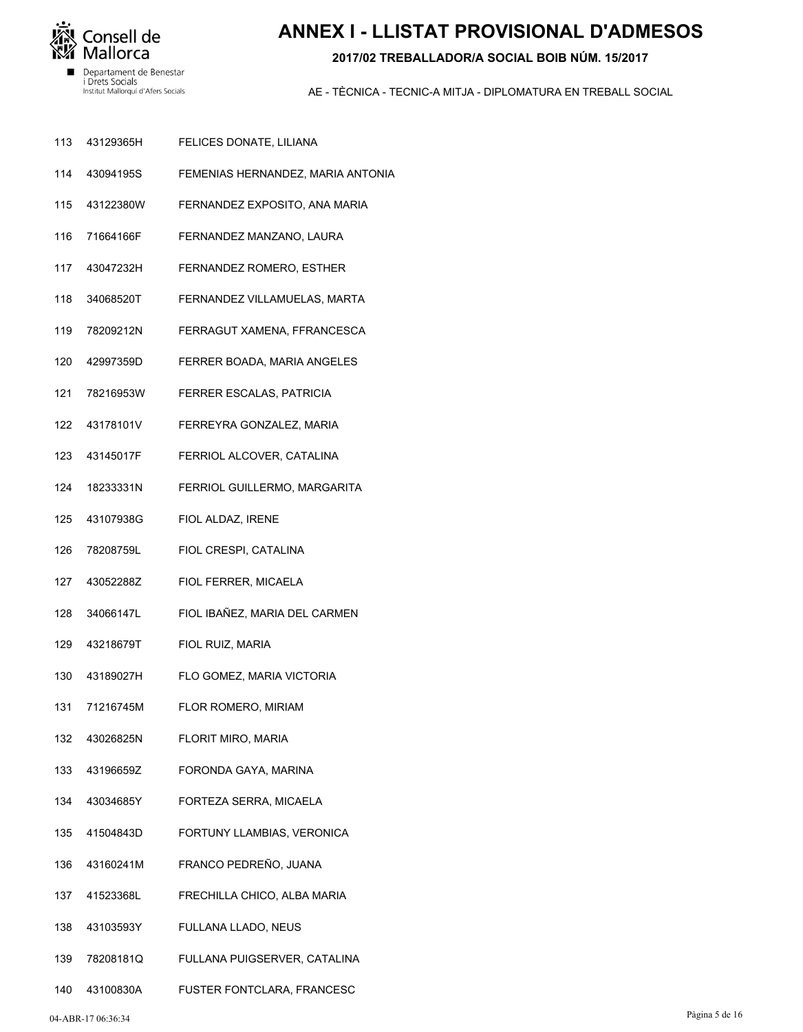# ANNEX I - LLISTAT PROVISIONAL D'ADMESOS

## 2017/02 TREBALLADOR/A SOCIAL BOIB NÚM. 15/2017

AE - TÈCNICA - TECNIC-A MITJA - DIPLOMATURA EN TREBALL SOCIAL

| | | |
|---|---|---|
| 113 | 43129365H | FELICES DONATE, LILIANA |
| 114 | 43094195S | FEMENIAS HERNANDEZ, MARIA ANTONIA |
| 115 | 43122380W | FERNANDEZ EXPOSITO, ANA MARIA |
| 116 | 71664166F | FERNANDEZ MANZANO, LAURA |
| 117 | 43047232H | FERNANDEZ ROMERO, ESTHER |
| 118 | 34068520T | FERNANDEZ VILLAMUELAS, MARTA |
| 119 | 78209212N | FERRAGUT XAMENA, FFRANCESCA |
| 120 | 42997359D | FERRER BOADA, MARIA ANGELES |
| 121 | 78216953W | FERRER ESCALAS, PATRICIA |
| 122 | 43178101V | FERREYRA GONZALEZ, MARIA |
| 123 | 43145017F | FERRIOL ALCOVER, CATALINA |
| 124 | 18233331N | FERRIOL GUILLERMO, MARGARITA |
| 125 | 43107938G | FIOL ALDAZ, IRENE |
| 126 | 78208759L | FIOL CRESPI, CATALINA |
| 127 | 43052288Z | FIOL FERRER, MICAELA |
| 128 | 34066147L | FIOL IBAÑEZ, MARIA DEL CARMEN |
| 129 | 43218679T | FIOL RUIZ, MARIA |
| 130 | 43189027H | FLO GOMEZ, MARIA VICTORIA |
| 131 | 71216745M | FLOR ROMERO, MIRIAM |
| 132 | 43026825N | FLORIT MIRO, MARIA |
| 133 | 43196659Z | FORONDA GAYA, MARINA |
| 134 | 43034685Y | FORTEZA SERRA, MICAELA |
| 135 | 41504843D | FORTUNY LLAMBIAS, VERONICA |
| 136 | 43160241M | FRANCO PEDREÑO, JUANA |
| 137 | 41523368L | FRECHILLA CHICO, ALBA MARIA |
| 138 | 43103593Y | FULLANA LLADO, NEUS |
| 139 | 78208181Q | FULLANA PUIGSERVER, CATALINA |
| 140 | 43100830A | FUSTER FONTCLARA, FRANCESC |

04-ABR-17 06:36:34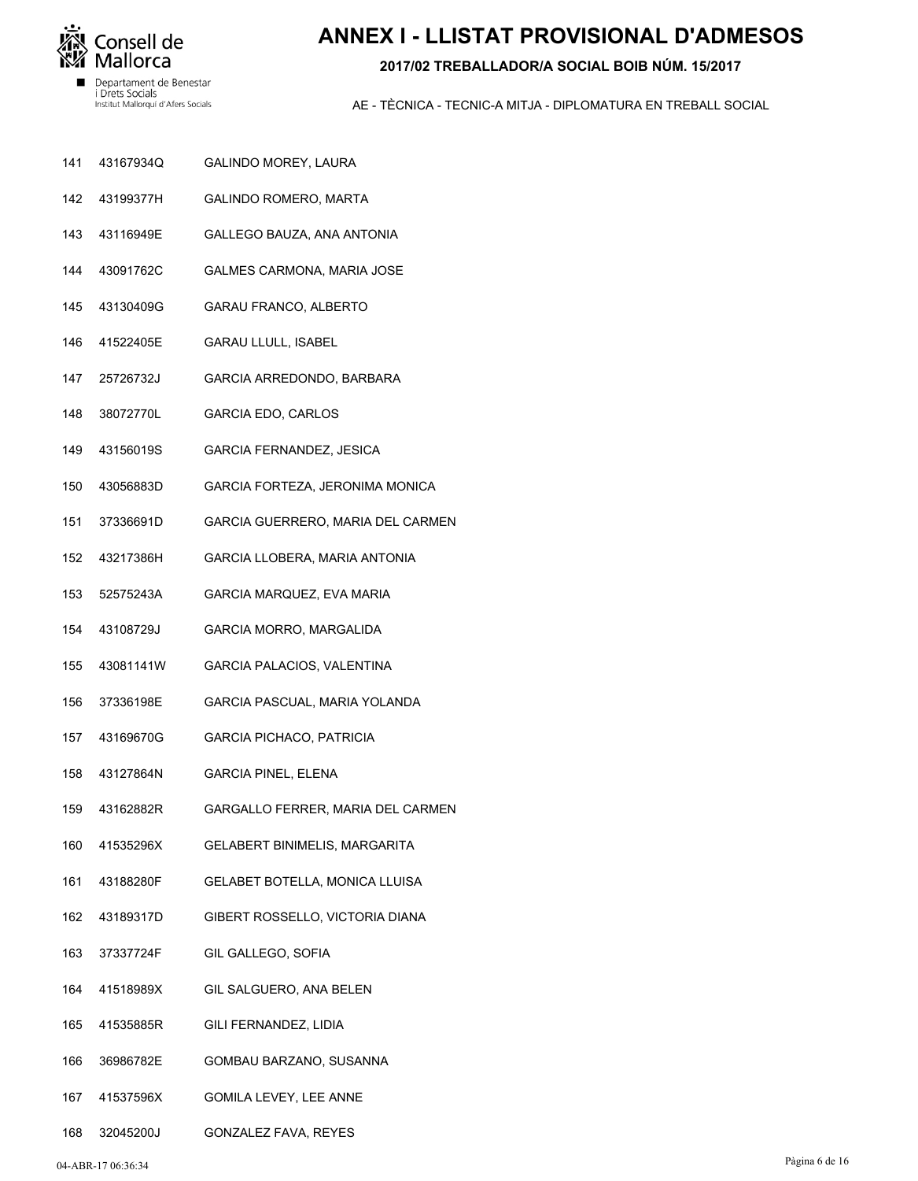# ANNEX I - LLISTAT PROVISIONAL D'ADMESOS

**2017/02 TREBALLADOR/A SOCIAL BOIB NÚM. 15/2017**

Consell de Mallorca
Departament de Benestar i Drets Socials
Institut Mallorquí d'Afers Socials

AE - TÈCNICA - TECNIC-A MITJA - DIPLOMATURA EN TREBALL SOCIAL

| | | |
|---|---|---|
| 141 | 43167934Q | GALINDO MOREY, LAURA |
| 142 | 43199377H | GALINDO ROMERO, MARTA |
| 143 | 43116949E | GALLEGO BAUZA, ANA ANTONIA |
| 144 | 43091762C | GALMES CARMONA, MARIA JOSE |
| 145 | 43130409G | GARAU FRANCO, ALBERTO |
| 146 | 41522405E | GARAU LLULL, ISABEL |
| 147 | 25726732J | GARCIA ARREDONDO, BARBARA |
| 148 | 38072770L | GARCIA EDO, CARLOS |
| 149 | 43156019S | GARCIA FERNANDEZ, JESICA |
| 150 | 43056883D | GARCIA FORTEZA, JERONIMA MONICA |
| 151 | 37336691D | GARCIA GUERRERO, MARIA DEL CARMEN |
| 152 | 43217386H | GARCIA LLOBERA, MARIA ANTONIA |
| 153 | 52575243A | GARCIA MARQUEZ, EVA MARIA |
| 154 | 43108729J | GARCIA MORRO, MARGALIDA |
| 155 | 43081141W | GARCIA PALACIOS, VALENTINA |
| 156 | 37336198E | GARCIA PASCUAL, MARIA YOLANDA |
| 157 | 43169670G | GARCIA PICHACO, PATRICIA |
| 158 | 43127864N | GARCIA PINEL, ELENA |
| 159 | 43162882R | GARGALLO FERRER, MARIA DEL CARMEN |
| 160 | 41535296X | GELABERT BINIMELIS, MARGARITA |
| 161 | 43188280F | GELABET BOTELLA, MONICA LLUISA |
| 162 | 43189317D | GIBERT ROSSELLO, VICTORIA DIANA |
| 163 | 37337724F | GIL GALLEGO, SOFIA |
| 164 | 41518989X | GIL SALGUERO, ANA BELEN |
| 165 | 41535885R | GILI FERNANDEZ, LIDIA |
| 166 | 36986782E | GOMBAU BARZANO, SUSANNA |
| 167 | 41537596X | GOMILA LEVEY, LEE ANNE |
| 168 | 32045200J | GONZALEZ FAVA, REYES |

04-ABR-17 06:36:34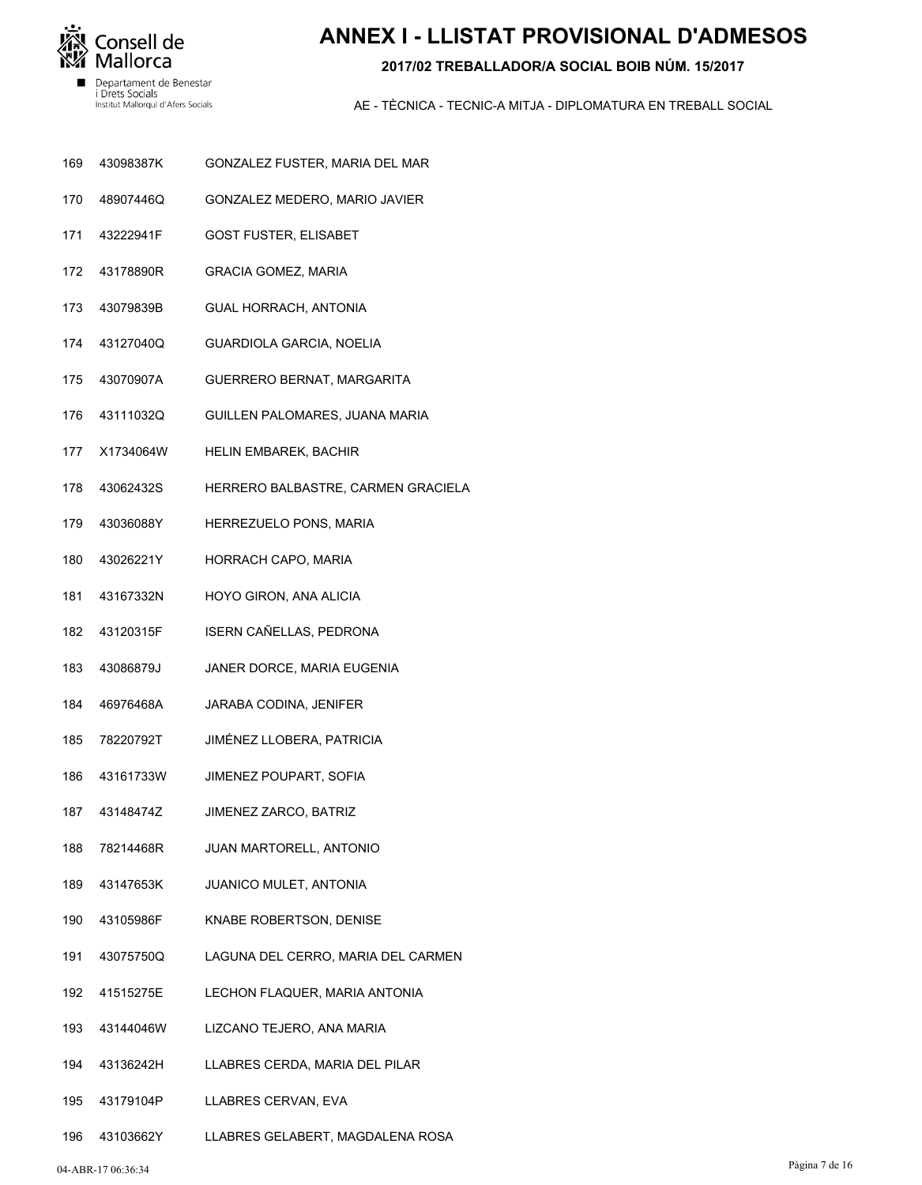# ANNEX I - LLISTAT PROVISIONAL D'ADMESOS

**2017/02 TREBALLADOR/A SOCIAL BOIB NÚM. 15/2017**

AE - TÈCNICA - TECNIC-A MITJA - DIPLOMATURA EN TREBALL SOCIAL

| | | |
|---|---|---|
| 169 | 43098387K | GONZALEZ FUSTER, MARIA DEL MAR |
| 170 | 48907446Q | GONZALEZ MEDERO, MARIO JAVIER |
| 171 | 43222941F | GOST FUSTER, ELISABET |
| 172 | 43178890R | GRACIA GOMEZ, MARIA |
| 173 | 43079839B | GUAL HORRACH, ANTONIA |
| 174 | 43127040Q | GUARDIOLA GARCIA, NOELIA |
| 175 | 43070907A | GUERRERO BERNAT, MARGARITA |
| 176 | 43111032Q | GUILLEN PALOMARES, JUANA MARIA |
| 177 | X1734064W | HELIN EMBAREK, BACHIR |
| 178 | 43062432S | HERRERO BALBASTRE, CARMEN GRACIELA |
| 179 | 43036088Y | HERREZUELO PONS, MARIA |
| 180 | 43026221Y | HORRACH CAPO, MARIA |
| 181 | 43167332N | HOYO GIRON, ANA ALICIA |
| 182 | 43120315F | ISERN CAÑELLAS, PEDRONA |
| 183 | 43086879J | JANER DORCE, MARIA EUGENIA |
| 184 | 46976468A | JARABA CODINA, JENIFER |
| 185 | 78220792T | JIMÉNEZ LLOBERA, PATRICIA |
| 186 | 43161733W | JIMENEZ POUPART, SOFIA |
| 187 | 43148474Z | JIMENEZ ZARCO, BATRIZ |
| 188 | 78214468R | JUAN MARTORELL, ANTONIO |
| 189 | 43147653K | JUANICO MULET, ANTONIA |
| 190 | 43105986F | KNABE ROBERTSON, DENISE |
| 191 | 43075750Q | LAGUNA DEL CERRO, MARIA DEL CARMEN |
| 192 | 41515275E | LECHON FLAQUER, MARIA ANTONIA |
| 193 | 43144046W | LIZCANO TEJERO, ANA MARIA |
| 194 | 43136242H | LLABRES CERDA, MARIA DEL PILAR |
| 195 | 43179104P | LLABRES CERVAN, EVA |
| 196 | 43103662Y | LLABRES GELABERT, MAGDALENA ROSA |

04-ABR-17 06:36:34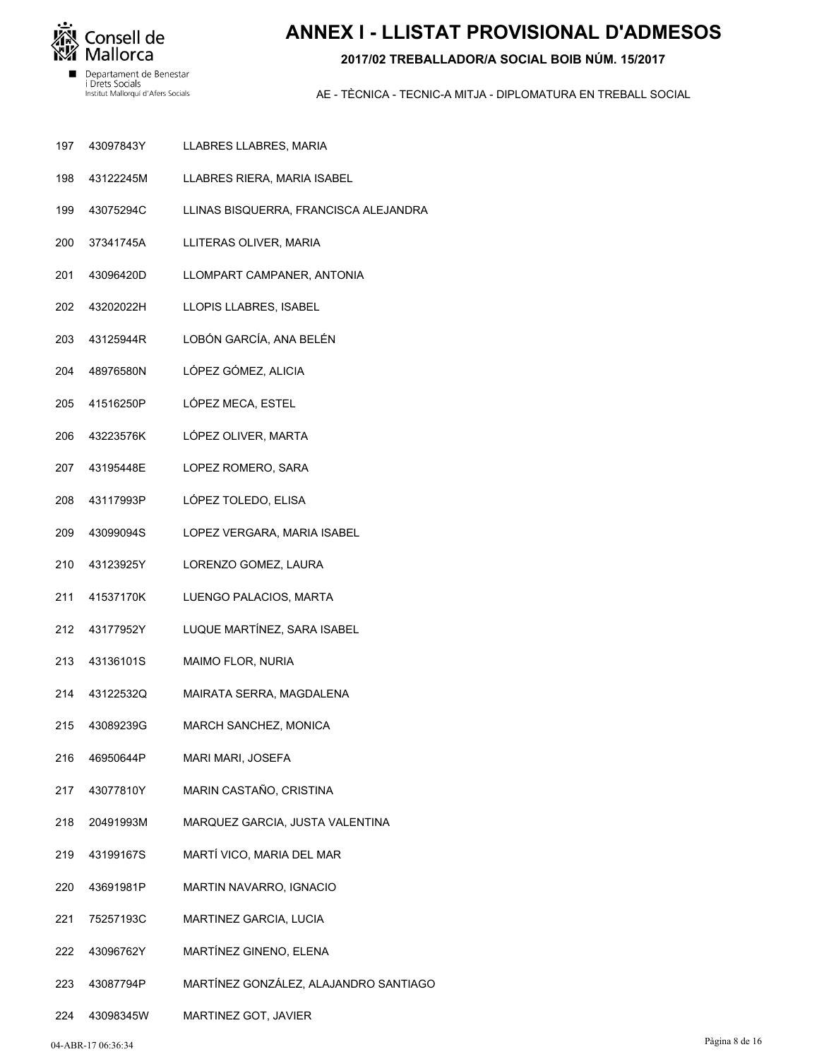# ANNEX I - LLISTAT PROVISIONAL D'ADMESOS

**2017/02 TREBALLADOR/A SOCIAL BOIB NÚM. 15/2017**

AE - TÈCNICA - TECNIC-A MITJA - DIPLOMATURA EN TREBALL SOCIAL

| | | |
|---|---|---|
| 197 | 43097843Y | LLABRES LLABRES, MARIA |
| 198 | 43122245M | LLABRES RIERA, MARIA ISABEL |
| 199 | 43075294C | LLINAS BISQUERRA, FRANCISCA ALEJANDRA |
| 200 | 37341745A | LLITERAS OLIVER, MARIA |
| 201 | 43096420D | LLOMPART CAMPANER, ANTONIA |
| 202 | 43202022H | LLOPIS LLABRES, ISABEL |
| 203 | 43125944R | LOBÓN GARCÍA, ANA BELÉN |
| 204 | 48976580N | LÓPEZ GÓMEZ, ALICIA |
| 205 | 41516250P | LÓPEZ MECA, ESTEL |
| 206 | 43223576K | LÓPEZ OLIVER, MARTA |
| 207 | 43195448E | LOPEZ ROMERO, SARA |
| 208 | 43117993P | LÓPEZ TOLEDO, ELISA |
| 209 | 43099094S | LOPEZ VERGARA, MARIA ISABEL |
| 210 | 43123925Y | LORENZO GOMEZ, LAURA |
| 211 | 41537170K | LUENGO PALACIOS, MARTA |
| 212 | 43177952Y | LUQUE MARTÍNEZ, SARA ISABEL |
| 213 | 43136101S | MAIMO FLOR, NURIA |
| 214 | 43122532Q | MAIRATA SERRA, MAGDALENA |
| 215 | 43089239G | MARCH SANCHEZ, MONICA |
| 216 | 46950644P | MARI MARI, JOSEFA |
| 217 | 43077810Y | MARIN CASTAÑO, CRISTINA |
| 218 | 20491993M | MARQUEZ GARCIA, JUSTA VALENTINA |
| 219 | 43199167S | MARTÍ VICO, MARIA DEL MAR |
| 220 | 43691981P | MARTIN NAVARRO, IGNACIO |
| 221 | 75257193C | MARTINEZ GARCIA, LUCIA |
| 222 | 43096762Y | MARTÍNEZ GINENO, ELENA |
| 223 | 43087794P | MARTÍNEZ GONZÁLEZ, ALAJANDRO SANTIAGO |
| 224 | 43098345W | MARTINEZ GOT, JAVIER |

04-ABR-17 06:36:34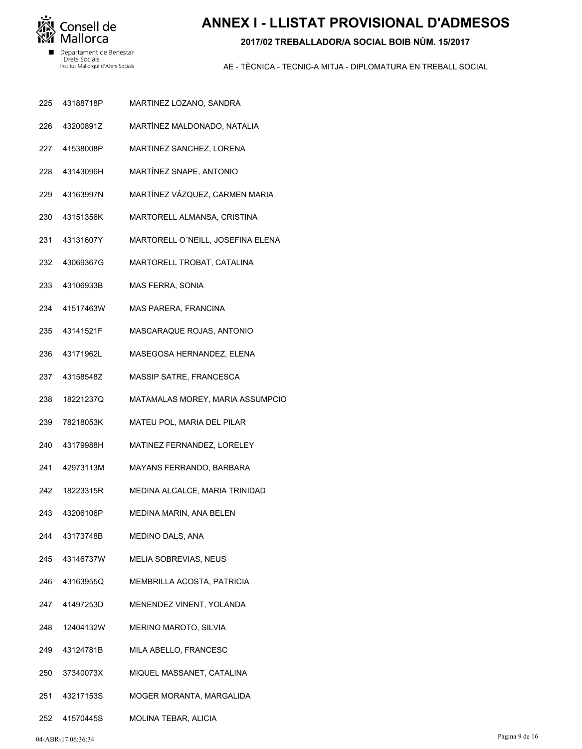# ANNEX I - LLISTAT PROVISIONAL D'ADMESOS

## 2017/02 TREBALLADOR/A SOCIAL BOIB NÚM. 15/2017

AE - TÈCNICA - TECNIC-A MITJA - DIPLOMATURA EN TREBALL SOCIAL

| | | |
|---|---|---|
| 225 | 43188718P | MARTINEZ LOZANO, SANDRA |
| 226 | 43200891Z | MARTÍNEZ MALDONADO, NATALIA |
| 227 | 41538008P | MARTINEZ SANCHEZ, LORENA |
| 228 | 43143096H | MARTÍNEZ SNAPE, ANTONIO |
| 229 | 43163997N | MARTÍNEZ VÁZQUEZ, CARMEN MARIA |
| 230 | 43151356K | MARTORELL ALMANSA, CRISTINA |
| 231 | 43131607Y | MARTORELL O´NEILL, JOSEFINA ELENA |
| 232 | 43069367G | MARTORELL TROBAT, CATALINA |
| 233 | 43106933B | MAS FERRA, SONIA |
| 234 | 41517463W | MAS PARERA, FRANCINA |
| 235 | 43141521F | MASCARAQUE ROJAS, ANTONIO |
| 236 | 43171962L | MASEGOSA HERNANDEZ, ELENA |
| 237 | 43158548Z | MASSIP SATRE, FRANCESCA |
| 238 | 18221237Q | MATAMALAS MOREY, MARIA ASSUMPCIO |
| 239 | 78218053K | MATEU POL, MARIA DEL PILAR |
| 240 | 43179988H | MATINEZ FERNANDEZ, LORELEY |
| 241 | 42973113M | MAYANS FERRANDO, BARBARA |
| 242 | 18223315R | MEDINA ALCALCE, MARIA TRINIDAD |
| 243 | 43206106P | MEDINA MARIN, ANA BELEN |
| 244 | 43173748B | MEDINO DALS, ANA |
| 245 | 43146737W | MELIA SOBREVIAS, NEUS |
| 246 | 43163955Q | MEMBRILLA ACOSTA, PATRICIA |
| 247 | 41497253D | MENENDEZ VINENT, YOLANDA |
| 248 | 12404132W | MERINO MAROTO, SILVIA |
| 249 | 43124781B | MILA ABELLO, FRANCESC |
| 250 | 37340073X | MIQUEL MASSANET, CATALINA |
| 251 | 43217153S | MOGER MORANTA, MARGALIDA |
| 252 | 41570445S | MOLINA TEBAR, ALICIA |

04-ABR-17 06:36:34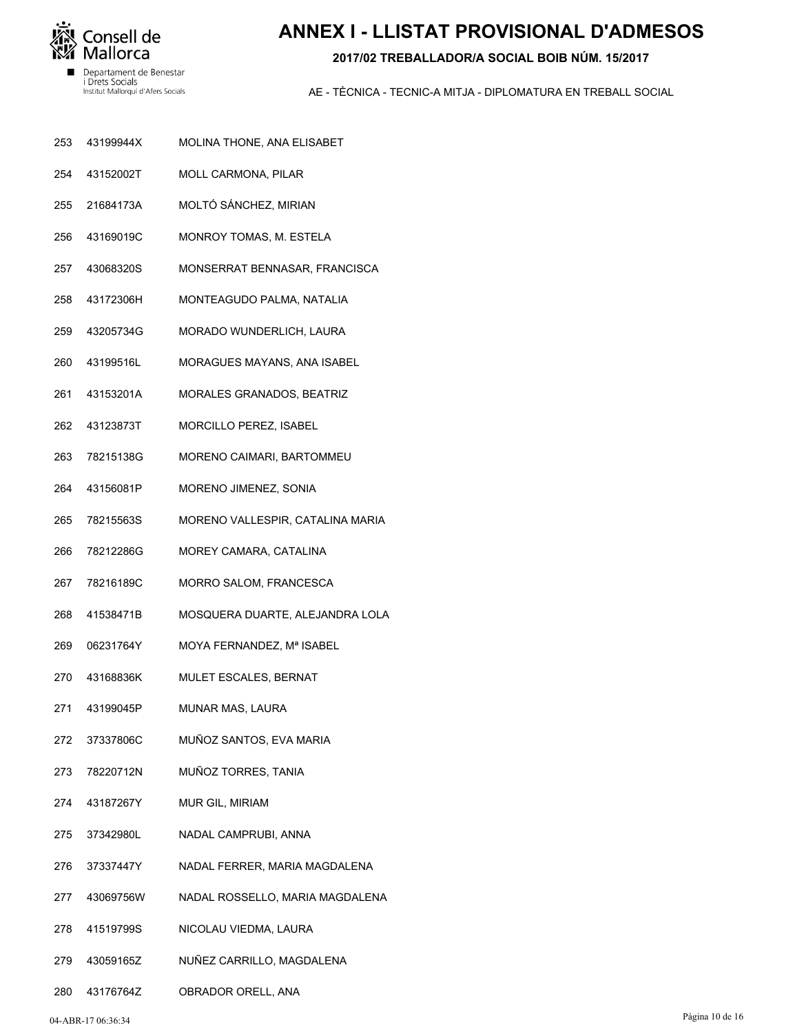# ANNEX I - LLISTAT PROVISIONAL D'ADMESOS

**2017/02 TREBALLADOR/A SOCIAL BOIB NÚM. 15/2017**

AE - TÈCNICA - TECNIC-A MITJA - DIPLOMATURA EN TREBALL SOCIAL

| | | |
|---|---|---|
| 253 | 43199944X | MOLINA THONE, ANA ELISABET |
| 254 | 43152002T | MOLL CARMONA, PILAR |
| 255 | 21684173A | MOLTÓ SÁNCHEZ, MIRIAN |
| 256 | 43169019C | MONROY TOMAS, M. ESTELA |
| 257 | 43068320S | MONSERRAT BENNASAR, FRANCISCA |
| 258 | 43172306H | MONTEAGUDO PALMA, NATALIA |
| 259 | 43205734G | MORADO WUNDERLICH, LAURA |
| 260 | 43199516L | MORAGUES MAYANS, ANA ISABEL |
| 261 | 43153201A | MORALES GRANADOS, BEATRIZ |
| 262 | 43123873T | MORCILLO PEREZ, ISABEL |
| 263 | 78215138G | MORENO CAIMARI, BARTOMMEU |
| 264 | 43156081P | MORENO JIMENEZ, SONIA |
| 265 | 78215563S | MORENO VALLESPIR, CATALINA MARIA |
| 266 | 78212286G | MOREY CAMARA, CATALINA |
| 267 | 78216189C | MORRO SALOM, FRANCESCA |
| 268 | 41538471B | MOSQUERA DUARTE, ALEJANDRA LOLA |
| 269 | 06231764Y | MOYA FERNANDEZ, Mª ISABEL |
| 270 | 43168836K | MULET ESCALES, BERNAT |
| 271 | 43199045P | MUNAR MAS, LAURA |
| 272 | 37337806C | MUÑOZ SANTOS, EVA MARIA |
| 273 | 78220712N | MUÑOZ TORRES, TANIA |
| 274 | 43187267Y | MUR GIL, MIRIAM |
| 275 | 37342980L | NADAL CAMPRUBI, ANNA |
| 276 | 37337447Y | NADAL FERRER, MARIA MAGDALENA |
| 277 | 43069756W | NADAL ROSSELLO, MARIA MAGDALENA |
| 278 | 41519799S | NICOLAU VIEDMA, LAURA |
| 279 | 43059165Z | NUÑEZ CARRILLO, MAGDALENA |
| 280 | 43176764Z | OBRADOR ORELL, ANA |

04-ABR-17 06:36:34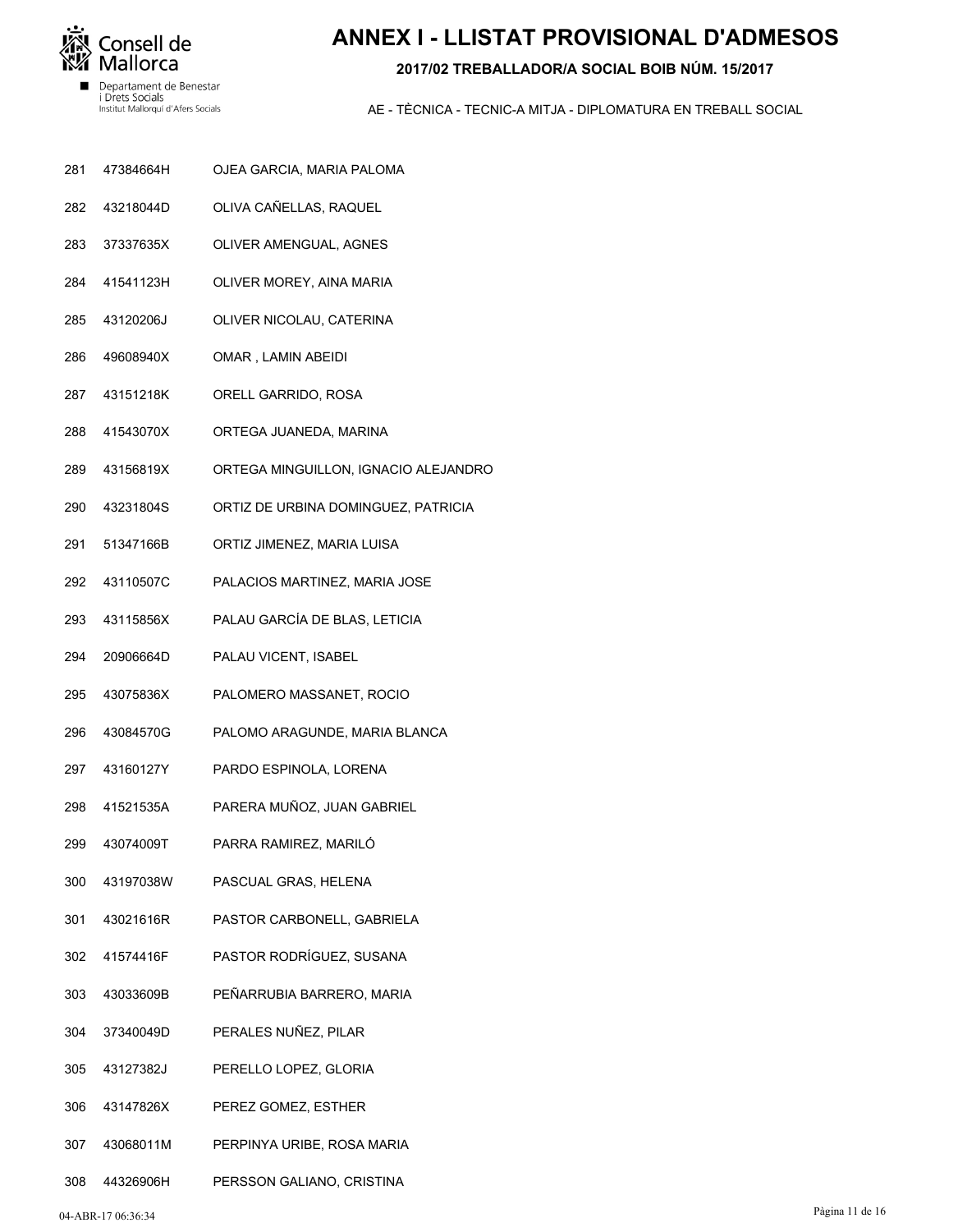# ANNEX I - LLISTAT PROVISIONAL D'ADMESOS

**2017/02 TREBALLADOR/A SOCIAL BOIB NÚM. 15/2017**

AE - TÈCNICA - TECNIC-A MITJA - DIPLOMATURA EN TREBALL SOCIAL

| | | |
|---|---|---|
| 281 | 47384664H | OJEA GARCIA, MARIA PALOMA |
| 282 | 43218044D | OLIVA CAÑELLAS, RAQUEL |
| 283 | 37337635X | OLIVER AMENGUAL, AGNES |
| 284 | 41541123H | OLIVER MOREY, AINA MARIA |
| 285 | 43120206J | OLIVER NICOLAU, CATERINA |
| 286 | 49608940X | OMAR , LAMIN ABEIDI |
| 287 | 43151218K | ORELL GARRIDO, ROSA |
| 288 | 41543070X | ORTEGA JUANEDA, MARINA |
| 289 | 43156819X | ORTEGA MINGUILLON, IGNACIO ALEJANDRO |
| 290 | 43231804S | ORTIZ DE URBINA DOMINGUEZ, PATRICIA |
| 291 | 51347166B | ORTIZ JIMENEZ, MARIA LUISA |
| 292 | 43110507C | PALACIOS MARTINEZ, MARIA JOSE |
| 293 | 43115856X | PALAU GARCÍA DE BLAS, LETICIA |
| 294 | 20906664D | PALAU VICENT, ISABEL |
| 295 | 43075836X | PALOMERO MASSANET, ROCIO |
| 296 | 43084570G | PALOMO ARAGUNDE, MARIA BLANCA |
| 297 | 43160127Y | PARDO ESPINOLA, LORENA |
| 298 | 41521535A | PARERA MUÑOZ, JUAN GABRIEL |
| 299 | 43074009T | PARRA RAMIREZ, MARILÓ |
| 300 | 43197038W | PASCUAL GRAS, HELENA |
| 301 | 43021616R | PASTOR CARBONELL, GABRIELA |
| 302 | 41574416F | PASTOR RODRÍGUEZ, SUSANA |
| 303 | 43033609B | PEÑARRUBIA BARRERO, MARIA |
| 304 | 37340049D | PERALES NUÑEZ, PILAR |
| 305 | 43127382J | PERELLO LOPEZ, GLORIA |
| 306 | 43147826X | PEREZ GOMEZ, ESTHER |
| 307 | 43068011M | PERPINYA URIBE, ROSA MARIA |
| 308 | 44326906H | PERSSON GALIANO, CRISTINA |

04-ABR-17 06:36:34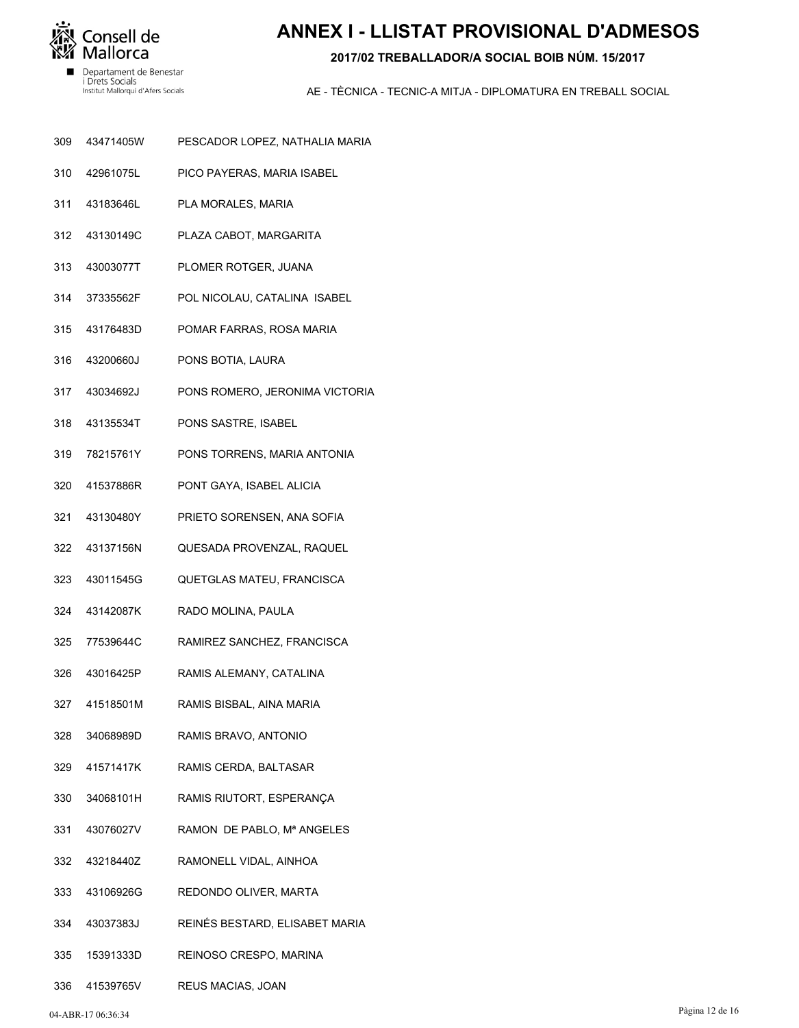# ANNEX I - LLISTAT PROVISIONAL D'ADMESOS

**2017/02 TREBALLADOR/A SOCIAL BOIB NÚM. 15/2017**

AE - TÈCNICA - TECNIC-A MITJA - DIPLOMATURA EN TREBALL SOCIAL

| | | |
|---|---|---|
| 309 | 43471405W | PESCADOR LOPEZ, NATHALIA MARIA |
| 310 | 42961075L | PICO PAYERAS, MARIA ISABEL |
| 311 | 43183646L | PLA MORALES, MARIA |
| 312 | 43130149C | PLAZA CABOT, MARGARITA |
| 313 | 43003077T | PLOMER ROTGER, JUANA |
| 314 | 37335562F | POL NICOLAU, CATALINA ISABEL |
| 315 | 43176483D | POMAR FARRAS, ROSA MARIA |
| 316 | 43200660J | PONS BOTIA, LAURA |
| 317 | 43034692J | PONS ROMERO, JERONIMA VICTORIA |
| 318 | 43135534T | PONS SASTRE, ISABEL |
| 319 | 78215761Y | PONS TORRENS, MARIA ANTONIA |
| 320 | 41537886R | PONT GAYA, ISABEL ALICIA |
| 321 | 43130480Y | PRIETO SORENSEN, ANA SOFIA |
| 322 | 43137156N | QUESADA PROVENZAL, RAQUEL |
| 323 | 43011545G | QUETGLAS MATEU, FRANCISCA |
| 324 | 43142087K | RADO MOLINA, PAULA |
| 325 | 77539644C | RAMIREZ SANCHEZ, FRANCISCA |
| 326 | 43016425P | RAMIS ALEMANY, CATALINA |
| 327 | 41518501M | RAMIS BISBAL, AINA MARIA |
| 328 | 34068989D | RAMIS BRAVO, ANTONIO |
| 329 | 41571417K | RAMIS CERDA, BALTASAR |
| 330 | 34068101H | RAMIS RIUTORT, ESPERANÇA |
| 331 | 43076027V | RAMON DE PABLO, Mª ANGELES |
| 332 | 43218440Z | RAMONELL VIDAL, AINHOA |
| 333 | 43106926G | REDONDO OLIVER, MARTA |
| 334 | 43037383J | REINÉS BESTARD, ELISABET MARIA |
| 335 | 15391333D | REINOSO CRESPO, MARINA |
| 336 | 41539765V | REUS MACIAS, JOAN |

04-ABR-17 06:36:34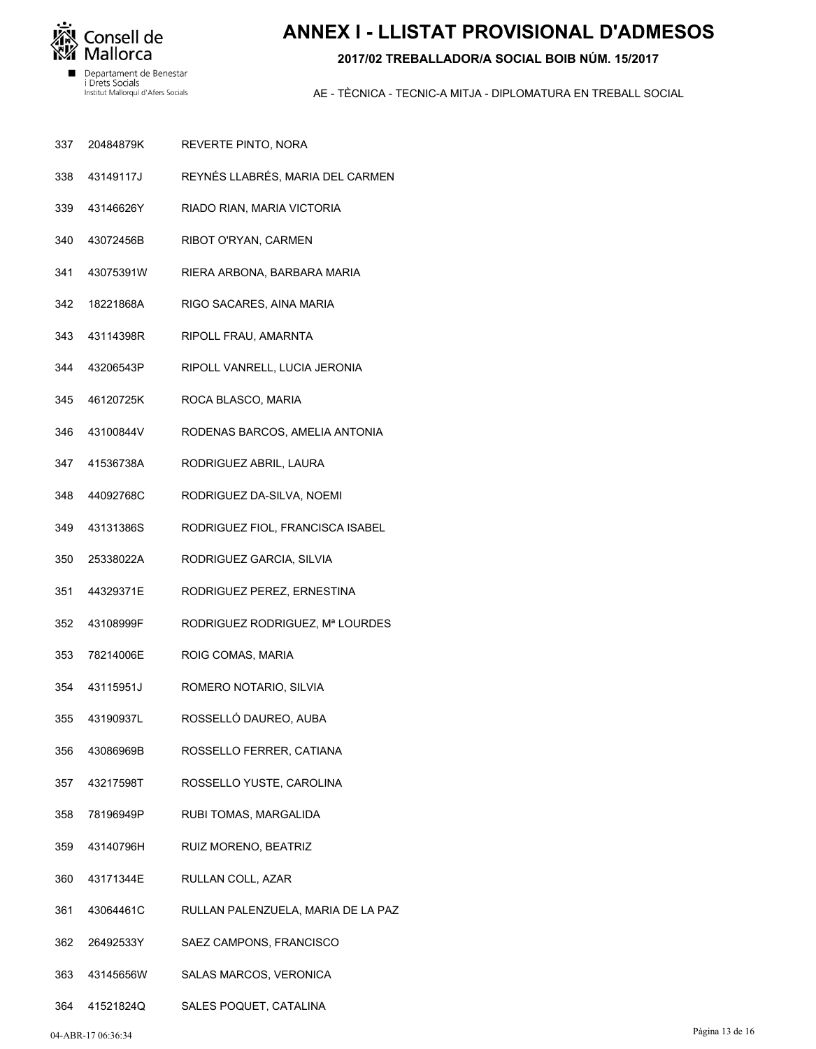# ANNEX I - LLISTAT PROVISIONAL D'ADMESOS

**2017/02 TREBALLADOR/A SOCIAL BOIB NÚM. 15/2017**

AE - TÈCNICA - TECNIC-A MITJA - DIPLOMATURA EN TREBALL SOCIAL

| | | |
|---|---|---|
| 337 | 20484879K | REVERTE PINTO, NORA |
| 338 | 43149117J | REYNÉS LLABRÉS, MARIA DEL CARMEN |
| 339 | 43146626Y | RIADO RIAN, MARIA VICTORIA |
| 340 | 43072456B | RIBOT O'RYAN, CARMEN |
| 341 | 43075391W | RIERA ARBONA, BARBARA MARIA |
| 342 | 18221868A | RIGO SACARES, AINA MARIA |
| 343 | 43114398R | RIPOLL FRAU, AMARNTA |
| 344 | 43206543P | RIPOLL VANRELL, LUCIA JERONIA |
| 345 | 46120725K | ROCA BLASCO, MARIA |
| 346 | 43100844V | RODENAS BARCOS, AMELIA ANTONIA |
| 347 | 41536738A | RODRIGUEZ ABRIL, LAURA |
| 348 | 44092768C | RODRIGUEZ DA-SILVA, NOEMI |
| 349 | 43131386S | RODRIGUEZ FIOL, FRANCISCA ISABEL |
| 350 | 25338022A | RODRIGUEZ GARCIA, SILVIA |
| 351 | 44329371E | RODRIGUEZ PEREZ, ERNESTINA |
| 352 | 43108999F | RODRIGUEZ RODRIGUEZ, Mª LOURDES |
| 353 | 78214006E | ROIG COMAS, MARIA |
| 354 | 43115951J | ROMERO NOTARIO, SILVIA |
| 355 | 43190937L | ROSSELLÓ DAUREO, AUBA |
| 356 | 43086969B | ROSSELLO FERRER, CATIANA |
| 357 | 43217598T | ROSSELLO YUSTE, CAROLINA |
| 358 | 78196949P | RUBI TOMAS, MARGALIDA |
| 359 | 43140796H | RUIZ MORENO, BEATRIZ |
| 360 | 43171344E | RULLAN COLL, AZAR |
| 361 | 43064461C | RULLAN PALENZUELA, MARIA DE LA PAZ |
| 362 | 26492533Y | SAEZ CAMPONS, FRANCISCO |
| 363 | 43145656W | SALAS MARCOS, VERONICA |
| 364 | 41521824Q | SALES POQUET, CATALINA |

04-ABR-17 06:36:34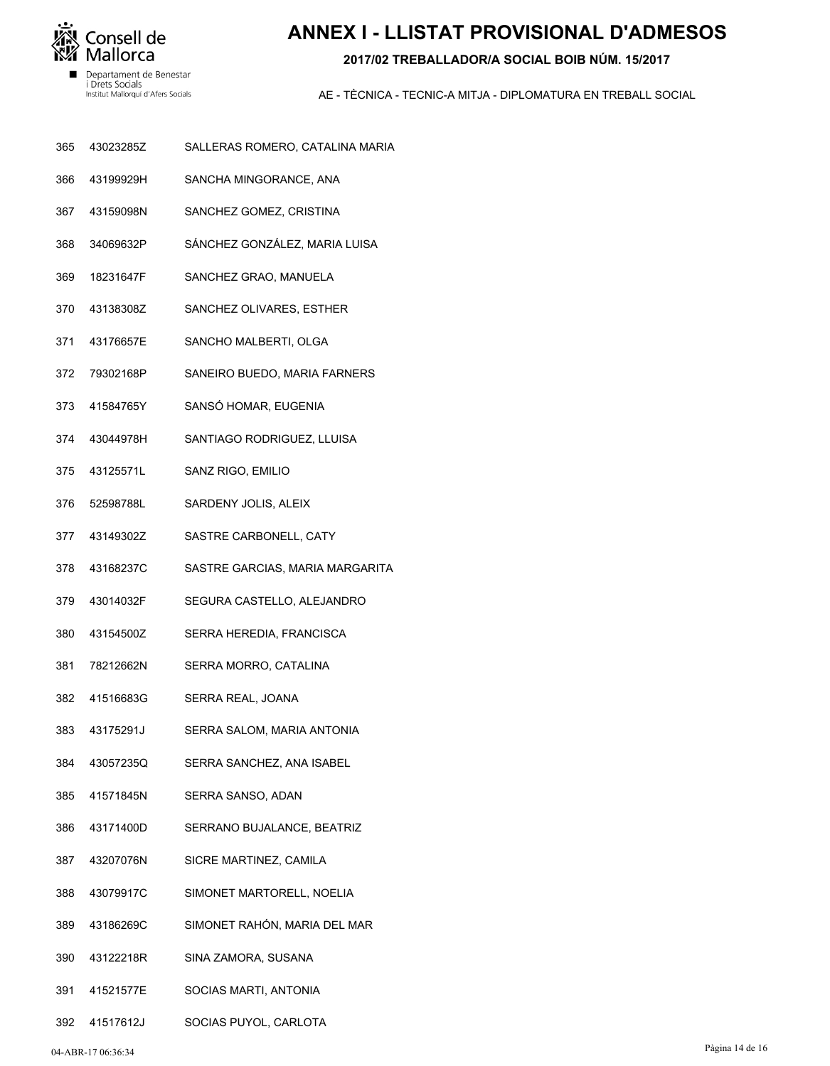# ANNEX I - LLISTAT PROVISIONAL D'ADMESOS

**2017/02 TREBALLADOR/A SOCIAL BOIB NÚM. 15/2017**

AE - TÈCNICA - TECNIC-A MITJA - DIPLOMATURA EN TREBALL SOCIAL

| | | |
|---|---|---|
| 365 | 43023285Z | SALLERAS ROMERO, CATALINA MARIA |
| 366 | 43199929H | SANCHA MINGORANCE, ANA |
| 367 | 43159098N | SANCHEZ GOMEZ, CRISTINA |
| 368 | 34069632P | SÁNCHEZ GONZÁLEZ, MARIA LUISA |
| 369 | 18231647F | SANCHEZ GRAO, MANUELA |
| 370 | 43138308Z | SANCHEZ OLIVARES, ESTHER |
| 371 | 43176657E | SANCHO MALBERTI, OLGA |
| 372 | 79302168P | SANEIRO BUEDO, MARIA FARNERS |
| 373 | 41584765Y | SANSÓ HOMAR, EUGENIA |
| 374 | 43044978H | SANTIAGO RODRIGUEZ, LLUISA |
| 375 | 43125571L | SANZ RIGO, EMILIO |
| 376 | 52598788L | SARDENY JOLIS, ALEIX |
| 377 | 43149302Z | SASTRE CARBONELL, CATY |
| 378 | 43168237C | SASTRE GARCIAS, MARIA MARGARITA |
| 379 | 43014032F | SEGURA CASTELLO, ALEJANDRO |
| 380 | 43154500Z | SERRA HEREDIA, FRANCISCA |
| 381 | 78212662N | SERRA MORRO, CATALINA |
| 382 | 41516683G | SERRA REAL, JOANA |
| 383 | 43175291J | SERRA SALOM, MARIA ANTONIA |
| 384 | 43057235Q | SERRA SANCHEZ, ANA ISABEL |
| 385 | 41571845N | SERRA SANSO, ADAN |
| 386 | 43171400D | SERRANO BUJALANCE, BEATRIZ |
| 387 | 43207076N | SICRE MARTINEZ, CAMILA |
| 388 | 43079917C | SIMONET MARTORELL, NOELIA |
| 389 | 43186269C | SIMONET RAHÓN, MARIA DEL MAR |
| 390 | 43122218R | SINA ZAMORA, SUSANA |
| 391 | 41521577E | SOCIAS MARTI, ANTONIA |
| 392 | 41517612J | SOCIAS PUYOL, CARLOTA |

04-ABR-17 06:36:34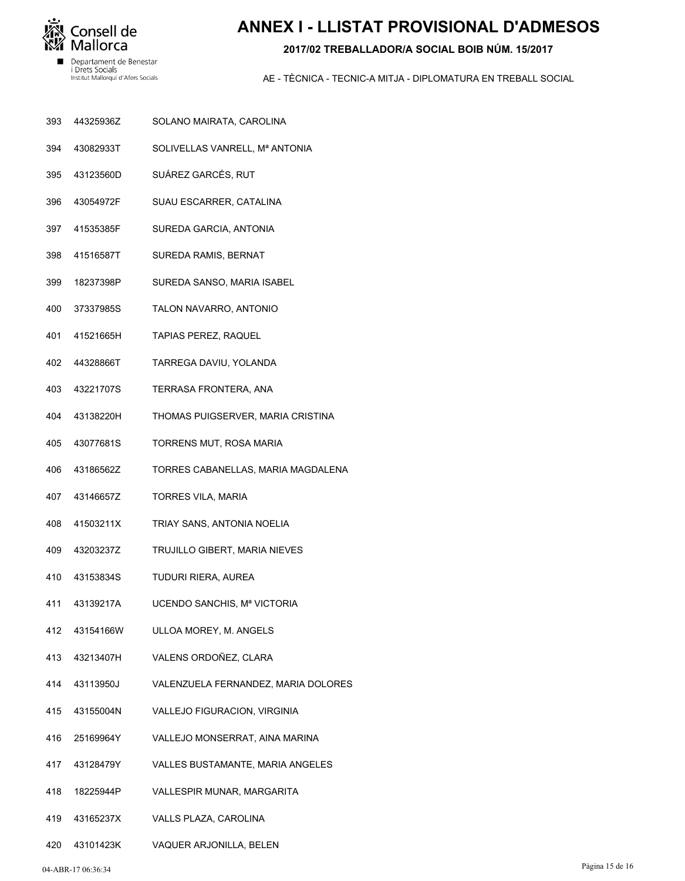# ANNEX I - LLISTAT PROVISIONAL D'ADMESOS

**2017/02 TREBALLADOR/A SOCIAL BOIB NÚM. 15/2017**

AE - TÈCNICA - TECNIC-A MITJA - DIPLOMATURA EN TREBALL SOCIAL

| | | |
|---|---|---|
| 393 | 44325936Z | SOLANO MAIRATA, CAROLINA |
| 394 | 43082933T | SOLIVELLAS VANRELL, Mª ANTONIA |
| 395 | 43123560D | SUÁREZ GARCÉS, RUT |
| 396 | 43054972F | SUAU ESCARRER, CATALINA |
| 397 | 41535385F | SUREDA GARCIA, ANTONIA |
| 398 | 41516587T | SUREDA RAMIS, BERNAT |
| 399 | 18237398P | SUREDA SANSO, MARIA ISABEL |
| 400 | 37337985S | TALON NAVARRO, ANTONIO |
| 401 | 41521665H | TAPIAS PEREZ, RAQUEL |
| 402 | 44328866T | TARREGA DAVIU, YOLANDA |
| 403 | 43221707S | TERRASA FRONTERA, ANA |
| 404 | 43138220H | THOMAS PUIGSERVER, MARIA CRISTINA |
| 405 | 43077681S | TORRENS MUT, ROSA MARIA |
| 406 | 43186562Z | TORRES CABANELLAS, MARIA MAGDALENA |
| 407 | 43146657Z | TORRES VILA, MARIA |
| 408 | 41503211X | TRIAY SANS, ANTONIA NOELIA |
| 409 | 43203237Z | TRUJILLO GIBERT, MARIA NIEVES |
| 410 | 43153834S | TUDURI RIERA, AUREA |
| 411 | 43139217A | UCENDO SANCHIS, Mª VICTORIA |
| 412 | 43154166W | ULLOA MOREY, M. ANGELS |
| 413 | 43213407H | VALENS ORDOÑEZ, CLARA |
| 414 | 43113950J | VALENZUELA FERNANDEZ, MARIA DOLORES |
| 415 | 43155004N | VALLEJO FIGURACION, VIRGINIA |
| 416 | 25169964Y | VALLEJO MONSERRAT, AINA MARINA |
| 417 | 43128479Y | VALLES BUSTAMANTE, MARIA ANGELES |
| 418 | 18225944P | VALLESPIR MUNAR, MARGARITA |
| 419 | 43165237X | VALLS PLAZA, CAROLINA |
| 420 | 43101423K | VAQUER ARJONILLA, BELEN |

04-ABR-17 06:36:34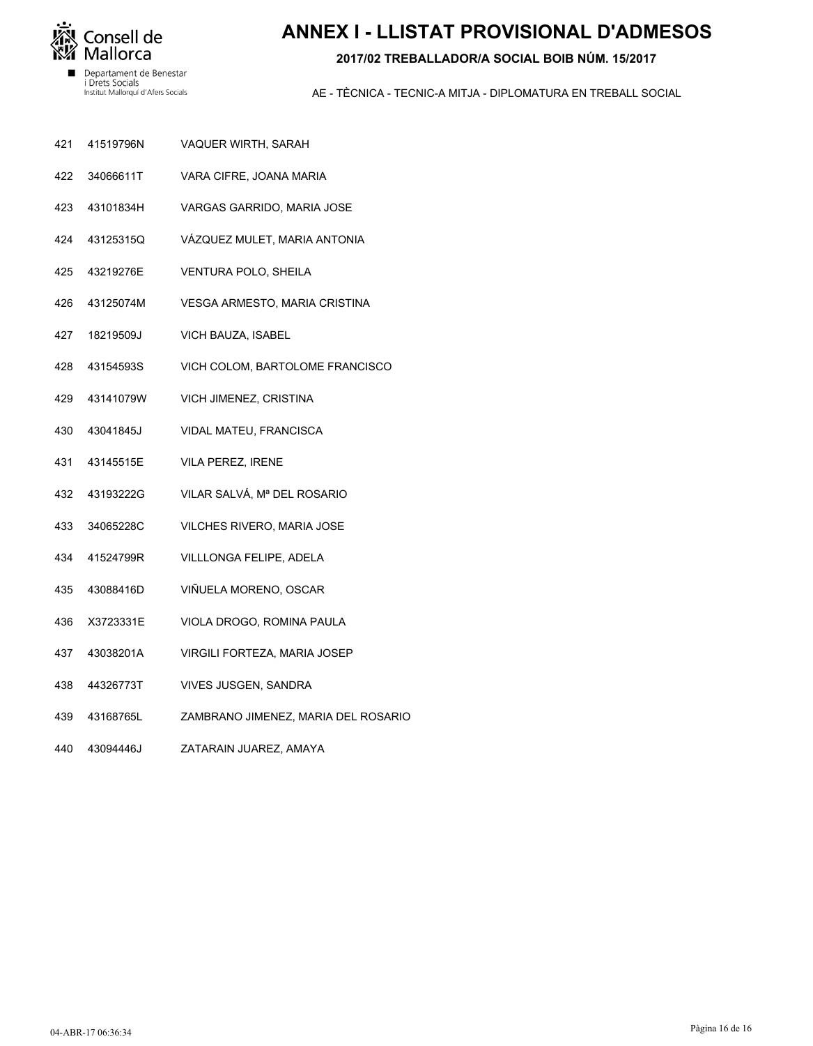# ANNEX I - LLISTAT PROVISIONAL D'ADMESOS

**2017/02 TREBALLADOR/A SOCIAL BOIB NÚM. 15/2017**

AE - TÈCNICA - TECNIC-A MITJA - DIPLOMATURA EN TREBALL SOCIAL

| | | |
|---|---|---|
| 421 | 41519796N | VAQUER WIRTH, SARAH |
| 422 | 34066611T | VARA CIFRE, JOANA MARIA |
| 423 | 43101834H | VARGAS GARRIDO, MARIA JOSE |
| 424 | 43125315Q | VÁZQUEZ MULET, MARIA ANTONIA |
| 425 | 43219276E | VENTURA POLO, SHEILA |
| 426 | 43125074M | VESGA ARMESTO, MARIA CRISTINA |
| 427 | 18219509J | VICH BAUZA, ISABEL |
| 428 | 43154593S | VICH COLOM, BARTOLOME FRANCISCO |
| 429 | 43141079W | VICH JIMENEZ, CRISTINA |
| 430 | 43041845J | VIDAL MATEU, FRANCISCA |
| 431 | 43145515E | VILA PEREZ, IRENE |
| 432 | 43193222G | VILAR SALVÁ, Mª DEL ROSARIO |
| 433 | 34065228C | VILCHES RIVERO, MARIA JOSE |
| 434 | 41524799R | VILLLONGA FELIPE, ADELA |
| 435 | 43088416D | VIÑUELA MORENO, OSCAR |
| 436 | X3723331E | VIOLA DROGO, ROMINA PAULA |
| 437 | 43038201A | VIRGILI FORTEZA, MARIA JOSEP |
| 438 | 44326773T | VIVES JUSGEN, SANDRA |
| 439 | 43168765L | ZAMBRANO JIMENEZ, MARIA DEL ROSARIO |
| 440 | 43094446J | ZATARAIN JUAREZ, AMAYA |

04-ABR-17 06:36:34